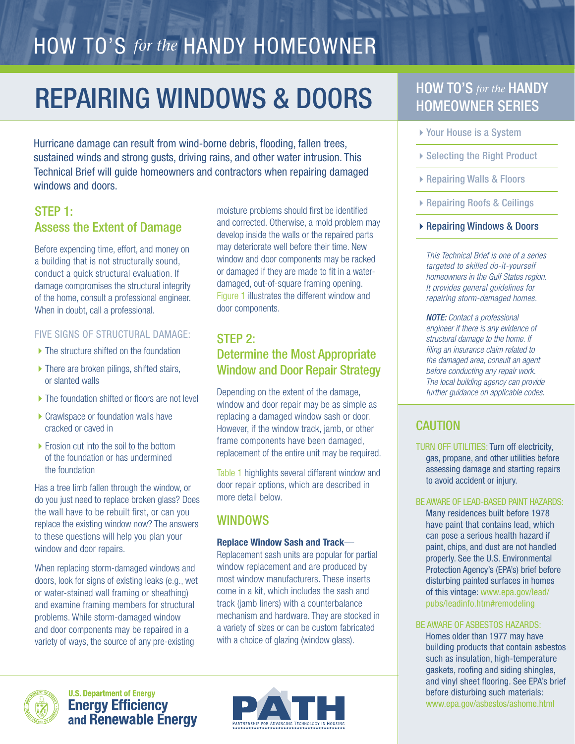HOW TO'S *for the* HANDY HOMEOWNER

# REPAIRING WINDOWS & DOORS

Hurricane damage can result from wind-borne debris, flooding, fallen trees, sustained winds and strong gusts, driving rains, and other water intrusion. This Technical Brief will guide homeowners and contractors when repairing damaged windows and doors.

## STEP 1: Assess the Extent of Damage

Before expending time, effort, and money on a building that is not structurally sound, conduct a quick structural evaluation. If damage compromises the structural integrity of the home, consult a professional engineer. When in doubt, call a professional.

### FIVE SIGNS OF STRUCTURAL DAMAGE:

- The structure shifted on the foundation
- There are broken pilings, shifted stairs, or slanted walls
- The foundation shifted or floors are not level
- Crawlspace or foundation walls have cracked or caved in
- Erosion cut into the soil to the bottom of the foundation or has undermined the foundation

Has a tree limb fallen through the window, or do you just need to replace broken glass? Does the wall have to be rebuilt first, or can you replace the existing window now? The answers to these questions will help you plan your window and door repairs.

When replacing storm-damaged windows and doors, look for signs of existing leaks (e.g., wet or water-stained wall framing or sheathing) and examine framing members for structural problems. While storm-damaged window and door components may be repaired in a variety of ways, the source of any pre-existing moisture problems should first be identified and corrected. Otherwise, a mold problem may develop inside the walls or the repaired parts may deteriorate well before their time. New window and door components may be racked or damaged if they are made to fit in a water-damaged, out-of-square framing opening. Figure 1 illustrates the different window and door components.

## STEP 2: Determine the Most Appropriate Window and Door Repair Strategy

Depending on the extent of the damage, window and door repair may be as simple as replacing a damaged window sash or door. However, if the window track, jamb, or other frame components have been damaged, replacement of the entire unit may be required.

Table 1 highlights several different window and door repair options, which are described in more detail below.

## WINDOWS

**Replace Window Sash and Track**— Replacement sash units are popular for partial window replacement and are produced by most window manufacturers. These inserts come in a kit, which includes the sash and track (jamb liners) with a counterbalance mechanism and hardware. They are stocked in a variety of sizes or can be custom fabricated with a choice of glazing (window glass).

## HOW TO'S *for the* HANDY HOMEOWNER SERIES

- Your House is a System
- Selecting the Right Product
- Repairing Walls & Floors
- Repairing Roofs & Ceilings
- Repairing Windows & Doors

*This Technical Brief is one of a series targeted to skilled do-it-yourself homeowners in the Gulf States region. It provides general guidelines for repairing storm-damaged homes.*

***NOTE:*** *Contact a professional engineer if there is any evidence of structural damage to the home. If filing an insurance claim related to the damaged area, consult an agent before conducting any repair work. The local building agency can provide further guidance on applicable codes.*

## CAUTION

TURN OFF UTILITIES: Turn off electricity, gas, propane, and other utilities before assessing damage and starting repairs to avoid accident or injury.

BE AWARE OF LEAD-BASED PAINT HAZARDS: Many residences built before 1978 have paint that contains lead, which can pose a serious health hazard if paint, chips, and dust are not handled properly. See the U.S. Environmental Protection Agency's (EPA's) brief before disturbing painted surfaces in homes of this vintage: www.epa.gov/lead/pubs/leadinfo.htm#remodeling

BE AWARE OF ASBESTOS HAZARDS: Homes older than 1977 may have building products that contain asbestos such as insulation, high-temperature gaskets, roofing and siding shingles, and vinyl sheet flooring. See EPA's brief before disturbing such materials: www.epa.gov/asbestos/ashome.html

U.S. Department of Energy
Energy Efficiency and Renewable Energy

PATH — Partnership for Advancing Technology in Housing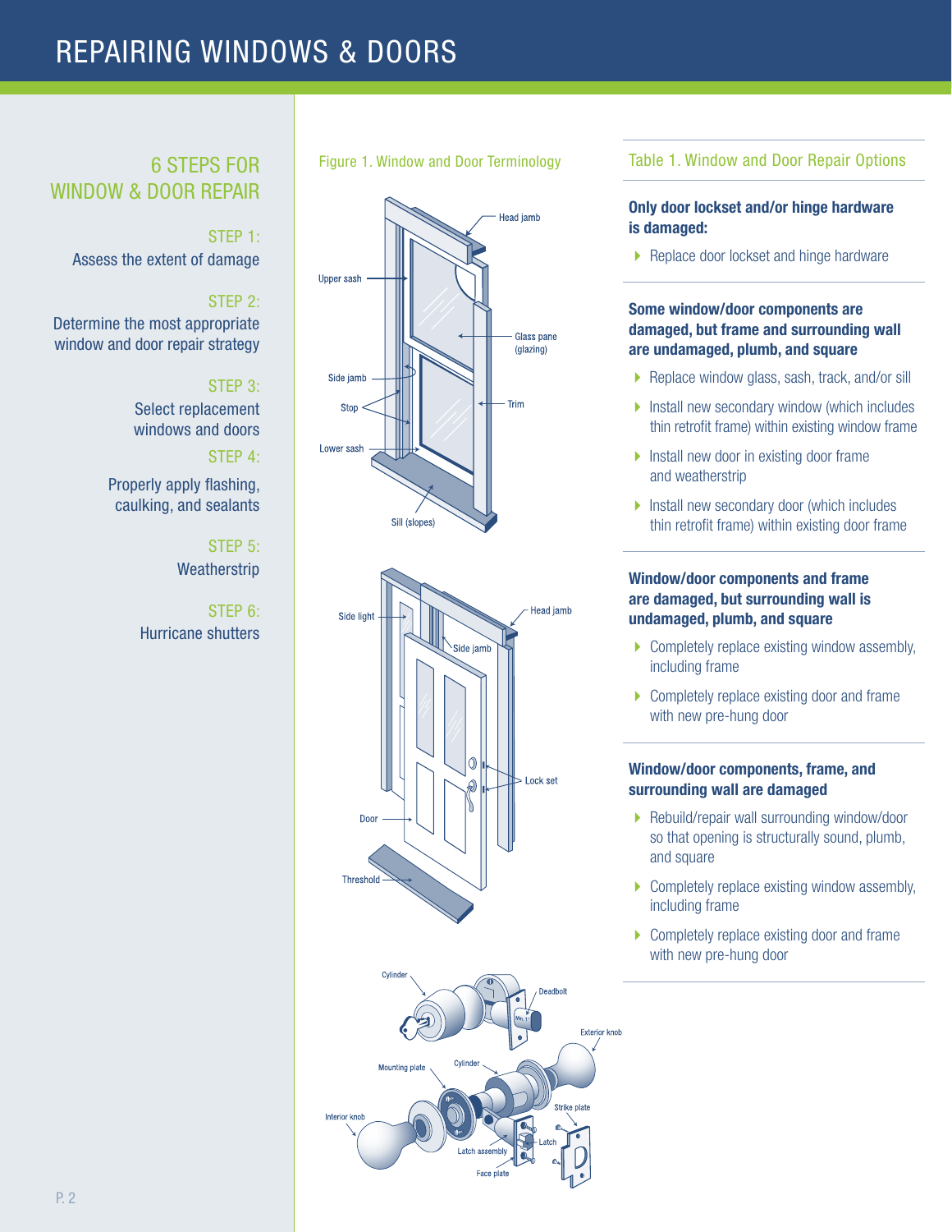# REPAIRING WINDOWS & DOORS

## 6 STEPS FOR WINDOW & DOOR REPAIR

**STEP 1:** Assess the extent of damage

**STEP 2:** Determine the most appropriate window and door repair strategy

**STEP 3:** Select replacement windows and doors

**STEP 4:** Properly apply flashing, caulking, and sealants

**STEP 5:** Weatherstrip

**STEP 6:** Hurricane shutters

Figure 1. Window and Door Terminology

Head jamb, Upper sash, Glass pane (glazing), Side jamb, Stop, Trim, Lower sash, Sill (slopes)

Side light, Head jamb, Side jamb, Lock set, Door, Threshold

Cylinder, Deadbolt, Exterior knob, Mounting plate, Cylinder, Strike plate, Interior knob, Latch, Latch assembly, Face plate

## Table 1. Window and Door Repair Options

**Only door lockset and/or hinge hardware is damaged:**

- Replace door lockset and hinge hardware

**Some window/door components are damaged, but frame and surrounding wall are undamaged, plumb, and square**

- Replace window glass, sash, track, and/or sill
- Install new secondary window (which includes thin retrofit frame) within existing window frame
- Install new door in existing door frame and weatherstrip
- Install new secondary door (which includes thin retrofit frame) within existing door frame

**Window/door components and frame are damaged, but surrounding wall is undamaged, plumb, and square**

- Completely replace existing window assembly, including frame
- Completely replace existing door and frame with new pre-hung door

**Window/door components, frame, and surrounding wall are damaged**

- Rebuild/repair wall surrounding window/door so that opening is structurally sound, plumb, and square
- Completely replace existing window assembly, including frame
- Completely replace existing door and frame with new pre-hung door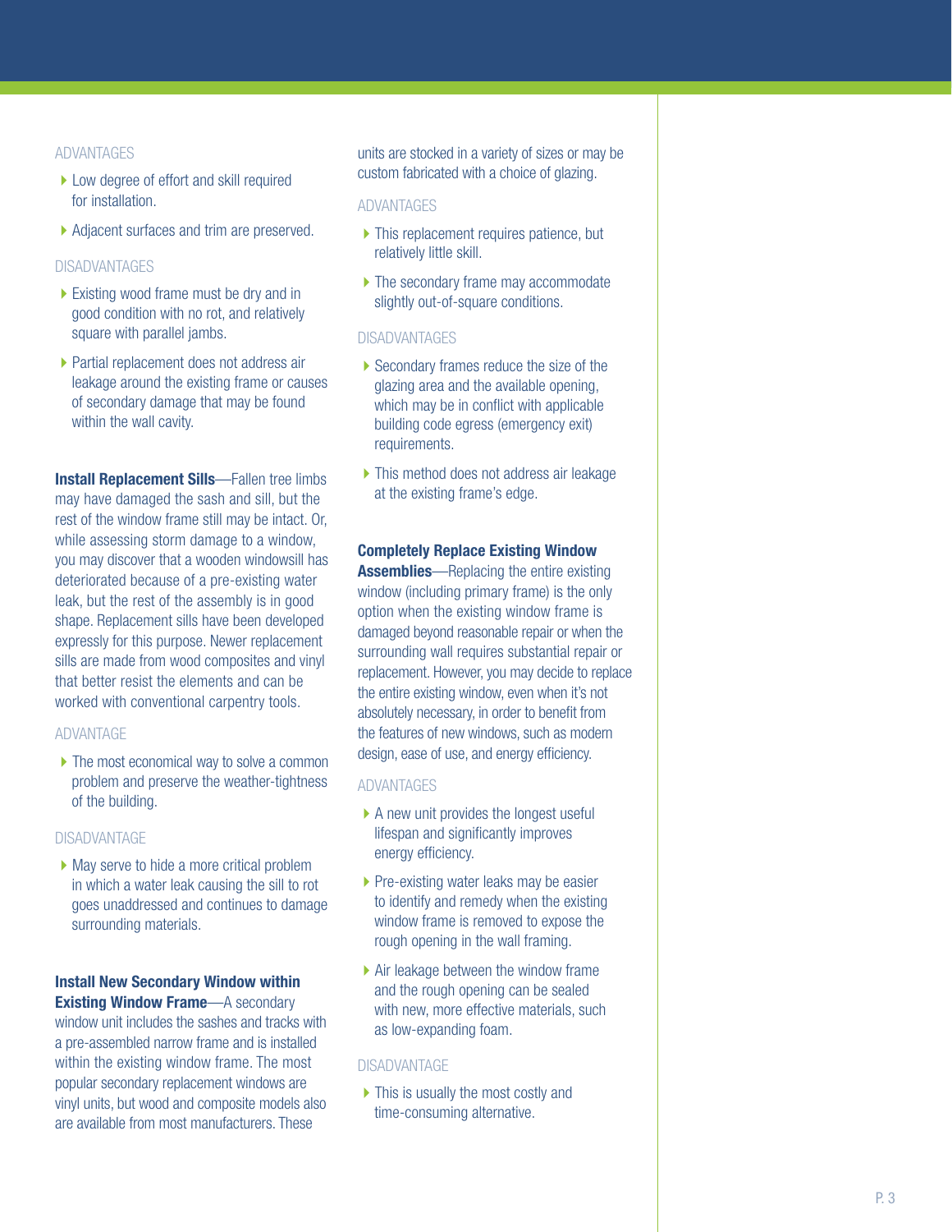ADVANTAGES

- Low degree of effort and skill required for installation.
- Adjacent surfaces and trim are preserved.

DISADVANTAGES

- Existing wood frame must be dry and in good condition with no rot, and relatively square with parallel jambs.
- Partial replacement does not address air leakage around the existing frame or causes of secondary damage that may be found within the wall cavity.

**Install Replacement Sills**—Fallen tree limbs may have damaged the sash and sill, but the rest of the window frame still may be intact. Or, while assessing storm damage to a window, you may discover that a wooden windowsill has deteriorated because of a pre-existing water leak, but the rest of the assembly is in good shape. Replacement sills have been developed expressly for this purpose. Newer replacement sills are made from wood composites and vinyl that better resist the elements and can be worked with conventional carpentry tools.

ADVANTAGE

- The most economical way to solve a common problem and preserve the weather-tightness of the building.

DISADVANTAGE

- May serve to hide a more critical problem in which a water leak causing the sill to rot goes unaddressed and continues to damage surrounding materials.

**Install New Secondary Window within Existing Window Frame**—A secondary window unit includes the sashes and tracks with a pre-assembled narrow frame and is installed within the existing window frame. The most popular secondary replacement windows are vinyl units, but wood and composite models also are available from most manufacturers. These units are stocked in a variety of sizes or may be custom fabricated with a choice of glazing.

ADVANTAGES

- This replacement requires patience, but relatively little skill.
- The secondary frame may accommodate slightly out-of-square conditions.

DISADVANTAGES

- Secondary frames reduce the size of the glazing area and the available opening, which may be in conflict with applicable building code egress (emergency exit) requirements.
- This method does not address air leakage at the existing frame's edge.

**Completely Replace Existing Window Assemblies**—Replacing the entire existing window (including primary frame) is the only option when the existing window frame is damaged beyond reasonable repair or when the surrounding wall requires substantial repair or replacement. However, you may decide to replace the entire existing window, even when it's not absolutely necessary, in order to benefit from the features of new windows, such as modern design, ease of use, and energy efficiency.

ADVANTAGES

- A new unit provides the longest useful lifespan and significantly improves energy efficiency.
- Pre-existing water leaks may be easier to identify and remedy when the existing window frame is removed to expose the rough opening in the wall framing.
- Air leakage between the window frame and the rough opening can be sealed with new, more effective materials, such as low-expanding foam.

DISADVANTAGE

- This is usually the most costly and time-consuming alternative.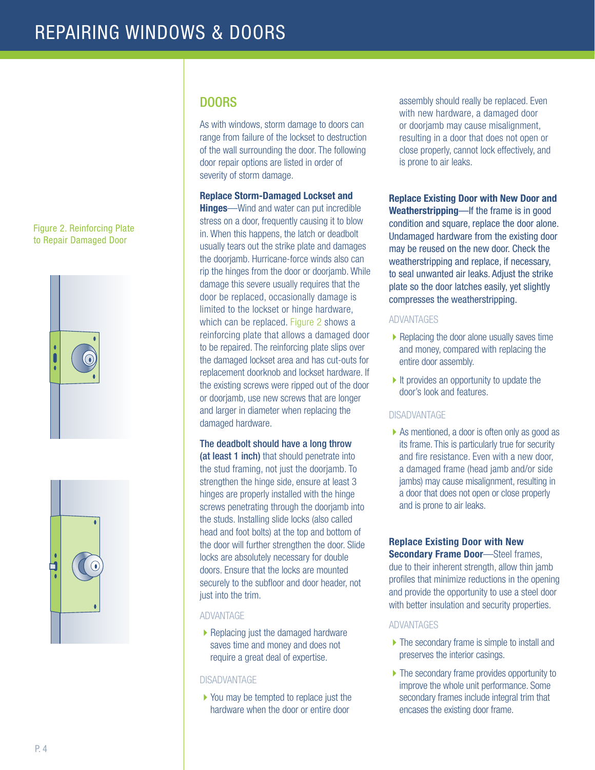Figure 2. Reinforcing Plate to Repair Damaged Door

## DOORS

As with windows, storm damage to doors can range from failure of the lockset to destruction of the wall surrounding the door. The following door repair options are listed in order of severity of storm damage.

**Replace Storm-Damaged Lockset and Hinges**—Wind and water can put incredible stress on a door, frequently causing it to blow in. When this happens, the latch or deadbolt usually tears out the strike plate and damages the doorjamb. Hurricane-force winds also can rip the hinges from the door or doorjamb. While damage this severe usually requires that the door be replaced, occasionally damage is limited to the lockset or hinge hardware, which can be replaced. Figure 2 shows a reinforcing plate that allows a damaged door to be repaired. The reinforcing plate slips over the damaged lockset area and has cut-outs for replacement doorknob and lockset hardware. If the existing screws were ripped out of the door or doorjamb, use new screws that are longer and larger in diameter when replacing the damaged hardware.

**The deadbolt should have a long throw (at least 1 inch)** that should penetrate into the stud framing, not just the doorjamb. To strengthen the hinge side, ensure at least 3 hinges are properly installed with the hinge screws penetrating through the doorjamb into the studs. Installing slide locks (also called head and foot bolts) at the top and bottom of the door will further strengthen the door. Slide locks are absolutely necessary for double doors. Ensure that the locks are mounted securely to the subfloor and door header, not just into the trim.

ADVANTAGE

- Replacing just the damaged hardware saves time and money and does not require a great deal of expertise.

DISADVANTAGE

- You may be tempted to replace just the hardware when the door or entire door assembly should really be replaced. Even with new hardware, a damaged door or doorjamb may cause misalignment, resulting in a door that does not open or close properly, cannot lock effectively, and is prone to air leaks.

**Replace Existing Door with New Door and Weatherstripping**—If the frame is in good condition and square, replace the door alone. Undamaged hardware from the existing door may be reused on the new door. Check the weatherstripping and replace, if necessary, to seal unwanted air leaks. Adjust the strike plate so the door latches easily, yet slightly compresses the weatherstripping.

ADVANTAGES

- Replacing the door alone usually saves time and money, compared with replacing the entire door assembly.
- It provides an opportunity to update the door's look and features.

DISADVANTAGE

- As mentioned, a door is often only as good as its frame. This is particularly true for security and fire resistance. Even with a new door, a damaged frame (head jamb and/or side jambs) may cause misalignment, resulting in a door that does not open or close properly and is prone to air leaks.

**Replace Existing Door with New Secondary Frame Door**—Steel frames, due to their inherent strength, allow thin jamb profiles that minimize reductions in the opening and provide the opportunity to use a steel door with better insulation and security properties.

ADVANTAGES

- The secondary frame is simple to install and preserves the interior casings.
- The secondary frame provides opportunity to improve the whole unit performance. Some secondary frames include integral trim that encases the existing door frame.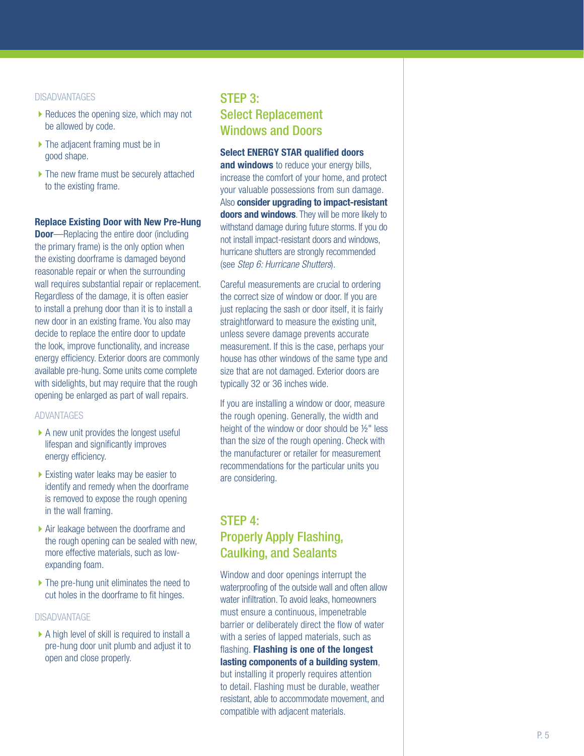DISADVANTAGES

- Reduces the opening size, which may not be allowed by code.
- The adjacent framing must be in good shape.
- The new frame must be securely attached to the existing frame.

**Replace Existing Door with New Pre-Hung Door**—Replacing the entire door (including the primary frame) is the only option when the existing doorframe is damaged beyond reasonable repair or when the surrounding wall requires substantial repair or replacement. Regardless of the damage, it is often easier to install a prehung door than it is to install a new door in an existing frame. You also may decide to replace the entire door to update the look, improve functionality, and increase energy efficiency. Exterior doors are commonly available pre-hung. Some units come complete with sidelights, but may require that the rough opening be enlarged as part of wall repairs.

ADVANTAGES

- A new unit provides the longest useful lifespan and significantly improves energy efficiency.
- Existing water leaks may be easier to identify and remedy when the doorframe is removed to expose the rough opening in the wall framing.
- Air leakage between the doorframe and the rough opening can be sealed with new, more effective materials, such as low-expanding foam.
- The pre-hung unit eliminates the need to cut holes in the doorframe to fit hinges.

DISADVANTAGE

- A high level of skill is required to install a pre-hung door unit plumb and adjust it to open and close properly.

## STEP 3: Select Replacement Windows and Doors

**Select ENERGY STAR qualified doors and windows** to reduce your energy bills, increase the comfort of your home, and protect your valuable possessions from sun damage. Also **consider upgrading to impact-resistant doors and windows**. They will be more likely to withstand damage during future storms. If you do not install impact-resistant doors and windows, hurricane shutters are strongly recommended (see *Step 6: Hurricane Shutters*).

Careful measurements are crucial to ordering the correct size of window or door. If you are just replacing the sash or door itself, it is fairly straightforward to measure the existing unit, unless severe damage prevents accurate measurement. If this is the case, perhaps your house has other windows of the same type and size that are not damaged. Exterior doors are typically 32 or 36 inches wide.

If you are installing a window or door, measure the rough opening. Generally, the width and height of the window or door should be ½" less than the size of the rough opening. Check with the manufacturer or retailer for measurement recommendations for the particular units you are considering.

## STEP 4: Properly Apply Flashing, Caulking, and Sealants

Window and door openings interrupt the waterproofing of the outside wall and often allow water infiltration. To avoid leaks, homeowners must ensure a continuous, impenetrable barrier or deliberately direct the flow of water with a series of lapped materials, such as flashing. **Flashing is one of the longest lasting components of a building system**, but installing it properly requires attention to detail. Flashing must be durable, weather resistant, able to accommodate movement, and compatible with adjacent materials.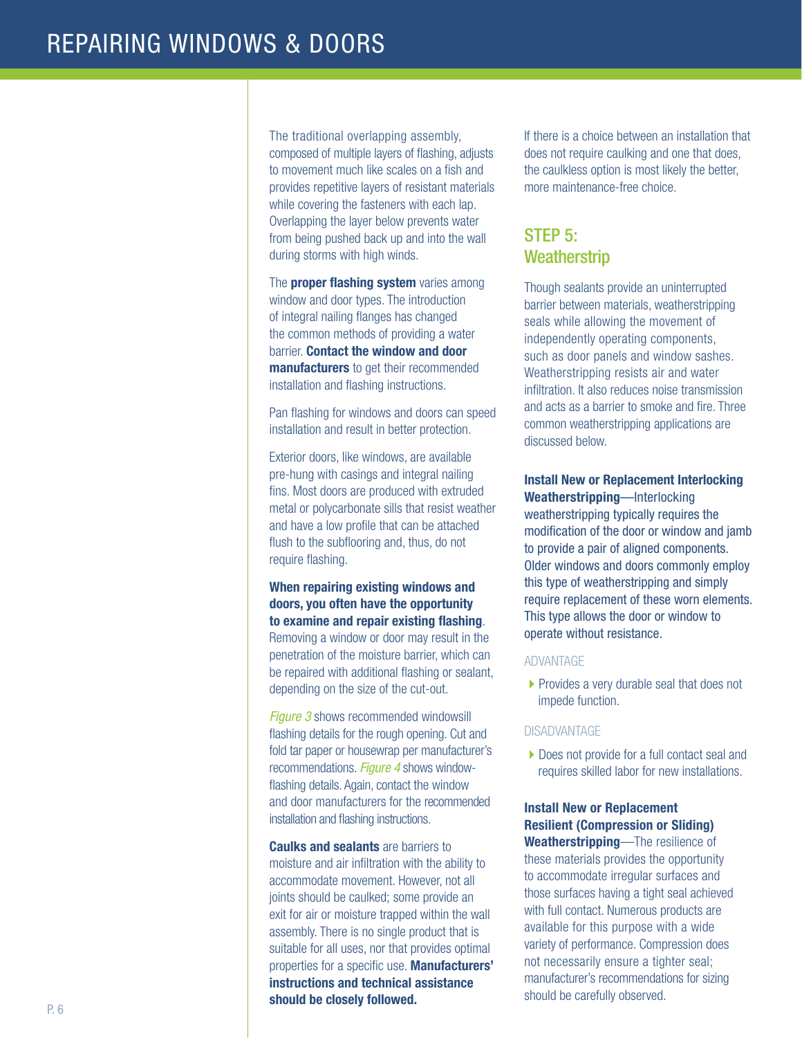The traditional overlapping assembly, composed of multiple layers of flashing, adjusts to movement much like scales on a fish and provides repetitive layers of resistant materials while covering the fasteners with each lap. Overlapping the layer below prevents water from being pushed back up and into the wall during storms with high winds.

The **proper flashing system** varies among window and door types. The introduction of integral nailing flanges has changed the common methods of providing a water barrier. **Contact the window and door manufacturers** to get their recommended installation and flashing instructions.

Pan flashing for windows and doors can speed installation and result in better protection.

Exterior doors, like windows, are available pre-hung with casings and integral nailing fins. Most doors are produced with extruded metal or polycarbonate sills that resist weather and have a low profile that can be attached flush to the subflooring and, thus, do not require flashing.

**When repairing existing windows and doors, you often have the opportunity to examine and repair existing flashing**. Removing a window or door may result in the penetration of the moisture barrier, which can be repaired with additional flashing or sealant, depending on the size of the cut-out.

*Figure 3* shows recommended windowsill flashing details for the rough opening. Cut and fold tar paper or housewrap per manufacturer's recommendations. *Figure 4* shows window-flashing details. Again, contact the window and door manufacturers for the recommended installation and flashing instructions.

**Caulks and sealants** are barriers to moisture and air infiltration with the ability to accommodate movement. However, not all joints should be caulked; some provide an exit for air or moisture trapped within the wall assembly. There is no single product that is suitable for all uses, nor that provides optimal properties for a specific use. **Manufacturers' instructions and technical assistance should be closely followed.**

If there is a choice between an installation that does not require caulking and one that does, the caulkless option is most likely the better, more maintenance-free choice.

## STEP 5: Weatherstrip

Though sealants provide an uninterrupted barrier between materials, weatherstripping seals while allowing the movement of independently operating components, such as door panels and window sashes. Weatherstripping resists air and water infiltration. It also reduces noise transmission and acts as a barrier to smoke and fire. Three common weatherstripping applications are discussed below.

**Install New or Replacement Interlocking Weatherstripping**—Interlocking weatherstripping typically requires the modification of the door or window and jamb to provide a pair of aligned components. Older windows and doors commonly employ this type of weatherstripping and simply require replacement of these worn elements. This type allows the door or window to operate without resistance.

ADVANTAGE

- Provides a very durable seal that does not impede function.

DISADVANTAGE

- Does not provide for a full contact seal and requires skilled labor for new installations.

**Install New or Replacement Resilient (Compression or Sliding) Weatherstripping**—The resilience of these materials provides the opportunity to accommodate irregular surfaces and those surfaces having a tight seal achieved with full contact. Numerous products are available for this purpose with a wide variety of performance. Compression does not necessarily ensure a tighter seal; manufacturer's recommendations for sizing should be carefully observed.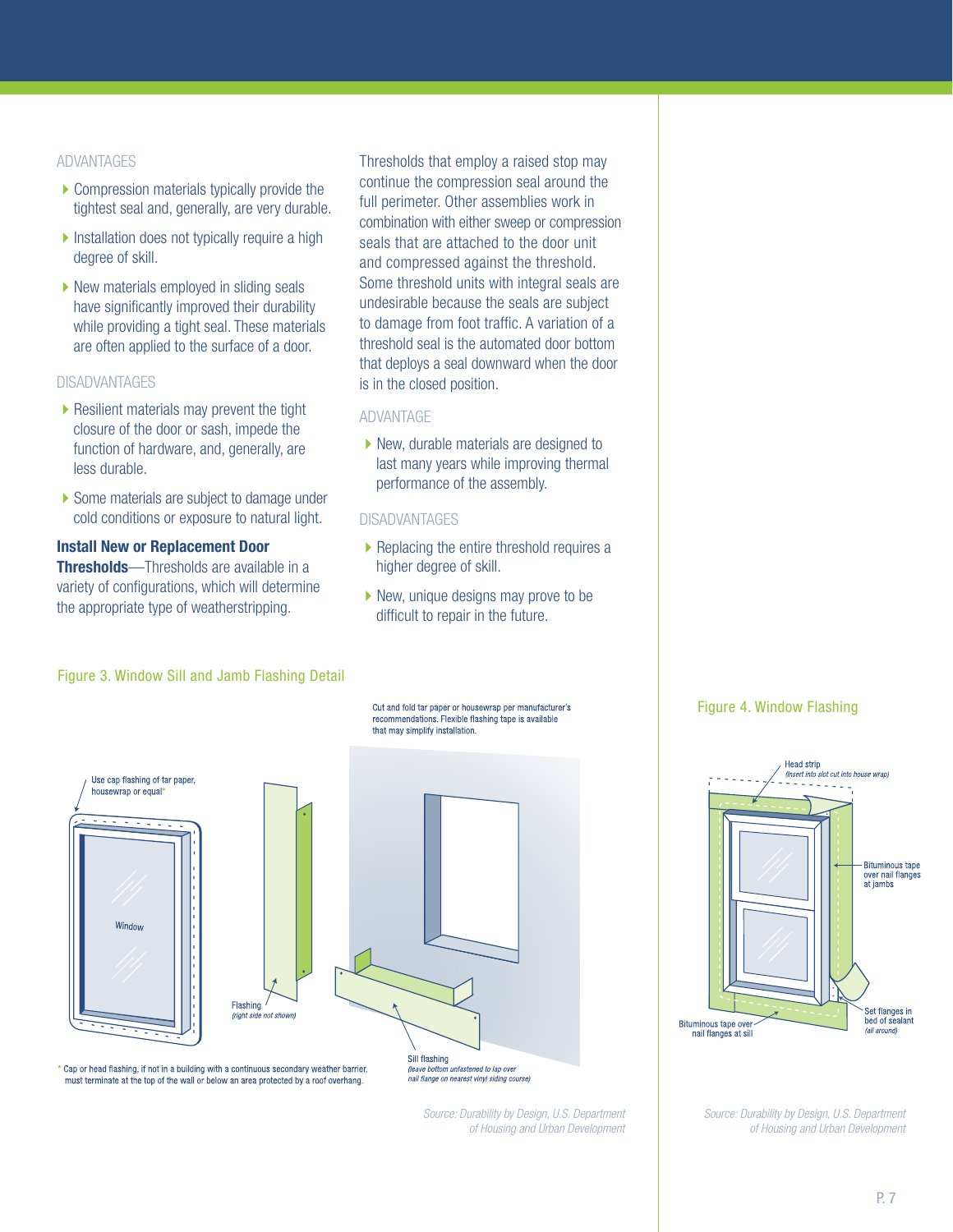### ADVANTAGES

- Compression materials typically provide the tightest seal and, generally, are very durable.
- Installation does not typically require a high degree of skill.
- New materials employed in sliding seals have significantly improved their durability while providing a tight seal. These materials are often applied to the surface of a door.

### DISADVANTAGES

- Resilient materials may prevent the tight closure of the door or sash, impede the function of hardware, and, generally, are less durable.
- Some materials are subject to damage under cold conditions or exposure to natural light.

**Install New or Replacement Door Thresholds**—Thresholds are available in a variety of configurations, which will determine the appropriate type of weatherstripping. Thresholds that employ a raised stop may continue the compression seal around the full perimeter. Other assemblies work in combination with either sweep or compression seals that are attached to the door unit and compressed against the threshold. Some threshold units with integral seals are undesirable because the seals are subject to damage from foot traffic. A variation of a threshold seal is the automated door bottom that deploys a seal downward when the door is in the closed position.

### ADVANTAGE

- New, durable materials are designed to last many years while improving thermal performance of the assembly.

### DISADVANTAGES

- Replacing the entire threshold requires a higher degree of skill.
- New, unique designs may prove to be difficult to repair in the future.

Figure 3. Window Sill and Jamb Flashing Detail

Use cap flashing of tar paper, housewrap or equal*

Window

Flashing *(right side not shown)*

Cut and fold tar paper or housewrap per manufacturer's recommendations. Flexible flashing tape is available that may simplify installation.

Sill flashing *(leave bottom unfastened to lap over nail flange on nearest vinyl siding course)*

\* Cap or head flashing, if not in a building with a continuous secondary weather barrier, must terminate at the top of the wall or below an area protected by a roof overhang.

*Source: Durability by Design, U.S. Department of Housing and Urban Development*

Figure 4. Window Flashing

Head strip *(insert into slot cut into house wrap)*

Bituminous tape over nail flanges at jambs

Set flanges in bed of sealant *(all around)*

Bituminous tape over nail flanges at sill

*Source: Durability by Design, U.S. Department of Housing and Urban Development*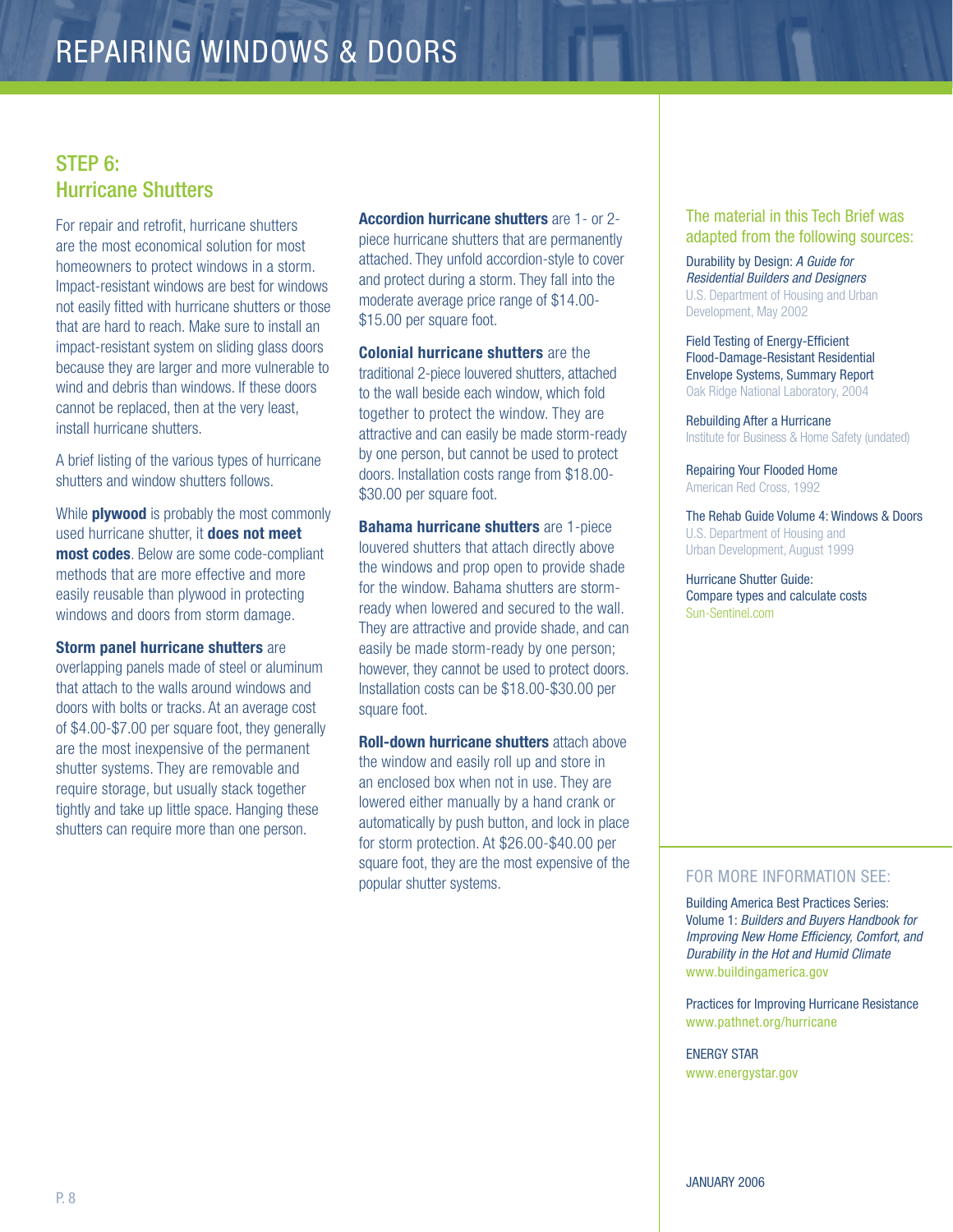# REPAIRING WINDOWS & DOORS

## STEP 6: Hurricane Shutters

For repair and retrofit, hurricane shutters are the most economical solution for most homeowners to protect windows in a storm. Impact-resistant windows are best for windows not easily fitted with hurricane shutters or those that are hard to reach. Make sure to install an impact-resistant system on sliding glass doors because they are larger and more vulnerable to wind and debris than windows. If these doors cannot be replaced, then at the very least, install hurricane shutters.

A brief listing of the various types of hurricane shutters and window shutters follows.

While **plywood** is probably the most commonly used hurricane shutter, it **does not meet most codes**. Below are some code-compliant methods that are more effective and more easily reusable than plywood in protecting windows and doors from storm damage.

**Storm panel hurricane shutters** are overlapping panels made of steel or aluminum that attach to the walls around windows and doors with bolts or tracks. At an average cost of $4.00-$7.00 per square foot, they generally are the most inexpensive of the permanent shutter systems. They are removable and require storage, but usually stack together tightly and take up little space. Hanging these shutters can require more than one person.

**Accordion hurricane shutters** are 1- or 2-piece hurricane shutters that are permanently attached. They unfold accordion-style to cover and protect during a storm. They fall into the moderate average price range of $14.00-$15.00 per square foot.

**Colonial hurricane shutters** are the traditional 2-piece louvered shutters, attached to the wall beside each window, which fold together to protect the window. They are attractive and can easily be made storm-ready by one person, but cannot be used to protect doors. Installation costs range from $18.00-$30.00 per square foot.

**Bahama hurricane shutters** are 1-piece louvered shutters that attach directly above the windows and prop open to provide shade for the window. Bahama shutters are storm-ready when lowered and secured to the wall. They are attractive and provide shade, and can easily be made storm-ready by one person; however, they cannot be used to protect doors. Installation costs can be $18.00-$30.00 per square foot.

**Roll-down hurricane shutters** attach above the window and easily roll up and store in an enclosed box when not in use. They are lowered either manually by a hand crank or automatically by push button, and lock in place for storm protection. At $26.00-$40.00 per square foot, they are the most expensive of the popular shutter systems.

### The material in this Tech Brief was adapted from the following sources:

Durability by Design: *A Guide for Residential Builders and Designers*
U.S. Department of Housing and Urban Development, May 2002

Field Testing of Energy-Efficient Flood-Damage-Resistant Residential Envelope Systems, Summary Report
Oak Ridge National Laboratory, 2004

Rebuilding After a Hurricane
Institute for Business & Home Safety (undated)

Repairing Your Flooded Home
American Red Cross, 1992

The Rehab Guide Volume 4: Windows & Doors
U.S. Department of Housing and Urban Development, August 1999

Hurricane Shutter Guide: Compare types and calculate costs
Sun-Sentinel.com

### FOR MORE INFORMATION SEE:

Building America Best Practices Series: Volume 1: *Builders and Buyers Handbook for Improving New Home Efficiency, Comfort, and Durability in the Hot and Humid Climate*
www.buildingamerica.gov

Practices for Improving Hurricane Resistance
www.pathnet.org/hurricane

ENERGY STAR
www.energystar.gov

JANUARY 2006